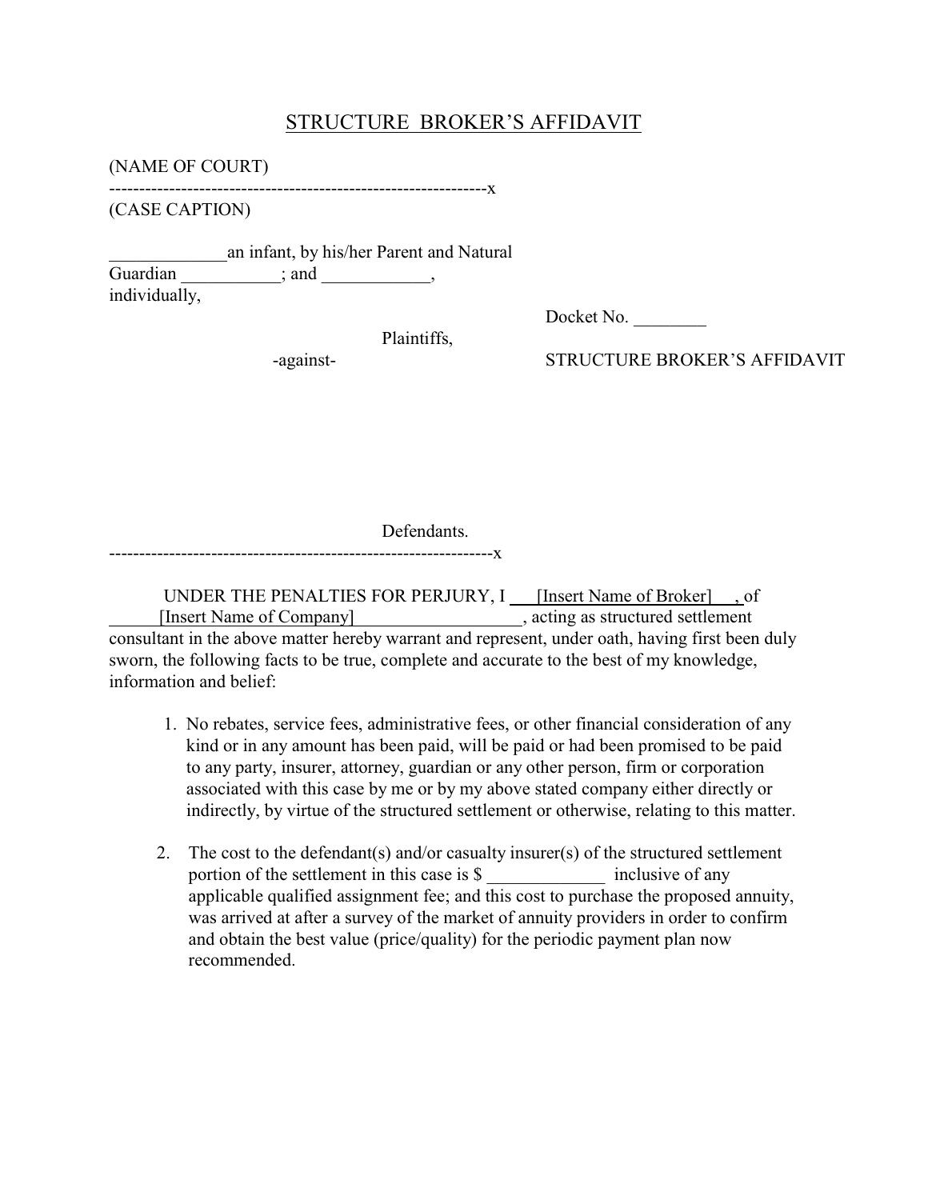# STRUCTURE BROKER'S AFFIDAVIT

(NAME OF COURT)

---------------------------------------------------------------x

(CASE CAPTION)

_____________an infant, by his/her Parent and Natural Guardian ___________; and ____________, individually,

Plaintiffs,

-against-

Defendants.

---------------------------------------------------------------x

Docket No. ________

STRUCTURE BROKER'S AFFIDAVIT

UNDER THE PENALTIES FOR PERJURY, I [Insert Name of Broker], of [Insert Name of Company]__________________, acting as structured settlement consultant in the above matter hereby warrant and represent, under oath, having first been duly sworn, the following facts to be true, complete and accurate to the best of my knowledge, information and belief:

1. No rebates, service fees, administrative fees, or other financial consideration of any kind or in any amount has been paid, will be paid or had been promised to be paid to any party, insurer, attorney, guardian or any other person, firm or corporation associated with this case by me or by my above stated company either directly or indirectly, by virtue of the structured settlement or otherwise, relating to this matter.

2. The cost to the defendant(s) and/or casualty insurer(s) of the structured settlement portion of the settlement in this case is $ _____________ inclusive of any applicable qualified assignment fee; and this cost to purchase the proposed annuity, was arrived at after a survey of the market of annuity providers in order to confirm and obtain the best value (price/quality) for the periodic payment plan now recommended.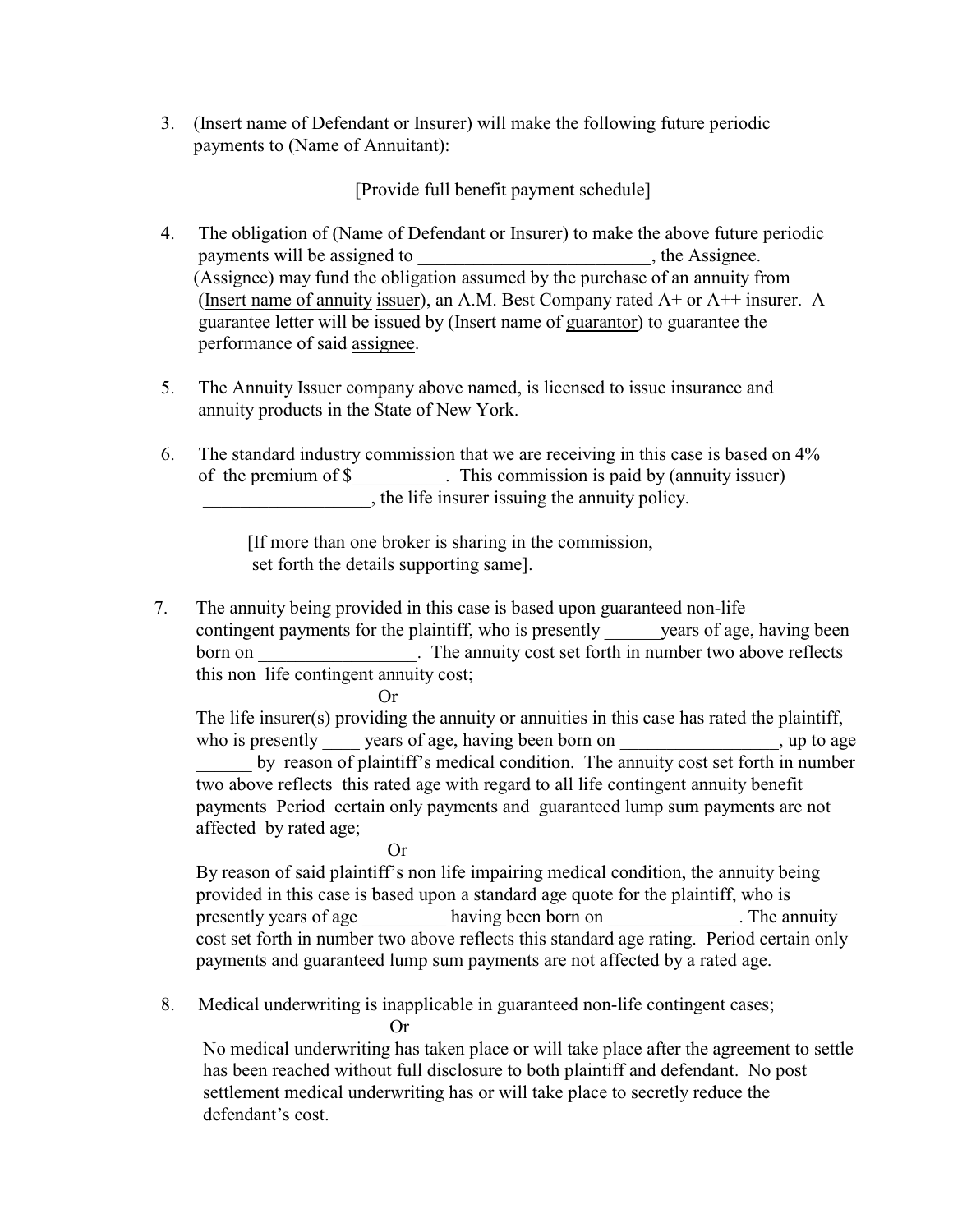3. (Insert name of Defendant or Insurer) will make the following future periodic payments to (Name of Annuitant):

   [Provide full benefit payment schedule]

4. The obligation of (Name of Defendant or Insurer) to make the above future periodic payments will be assigned to _________________________, the Assignee. (Assignee) may fund the obligation assumed by the purchase of an annuity from (Insert name of annuity issuer), an A.M. Best Company rated A+ or A++ insurer. A guarantee letter will be issued by (Insert name of guarantor) to guarantee the performance of said assignee.

5. The Annuity Issuer company above named, is licensed to issue insurance and annuity products in the State of New York.

6. The standard industry commission that we are receiving in this case is based on 4% of the premium of $__________. This commission is paid by (annuity issuer) ________________________, the life insurer issuing the annuity policy.

   [If more than one broker is sharing in the commission, set forth the details supporting same].

7. The annuity being provided in this case is based upon guaranteed non-life contingent payments for the plaintiff, who is presently ______years of age, having been born on _________________. The annuity cost set forth in number two above reflects this non life contingent annuity cost;

   Or

   The life insurer(s) providing the annuity or annuities in this case has rated the plaintiff, who is presently ____ years of age, having been born on _________________, up to age ______ by reason of plaintiff's medical condition. The annuity cost set forth in number two above reflects this rated age with regard to all life contingent annuity benefit payments Period certain only payments and guaranteed lump sum payments are not affected by rated age;

   Or

   By reason of said plaintiff's non life impairing medical condition, the annuity being provided in this case is based upon a standard age quote for the plaintiff, who is presently years of age _________ having been born on ______________. The annuity cost set forth in number two above reflects this standard age rating. Period certain only payments and guaranteed lump sum payments are not affected by a rated age.

8. Medical underwriting is inapplicable in guaranteed non-life contingent cases;

   Or

   No medical underwriting has taken place or will take place after the agreement to settle has been reached without full disclosure to both plaintiff and defendant. No post settlement medical underwriting has or will take place to secretly reduce the defendant's cost.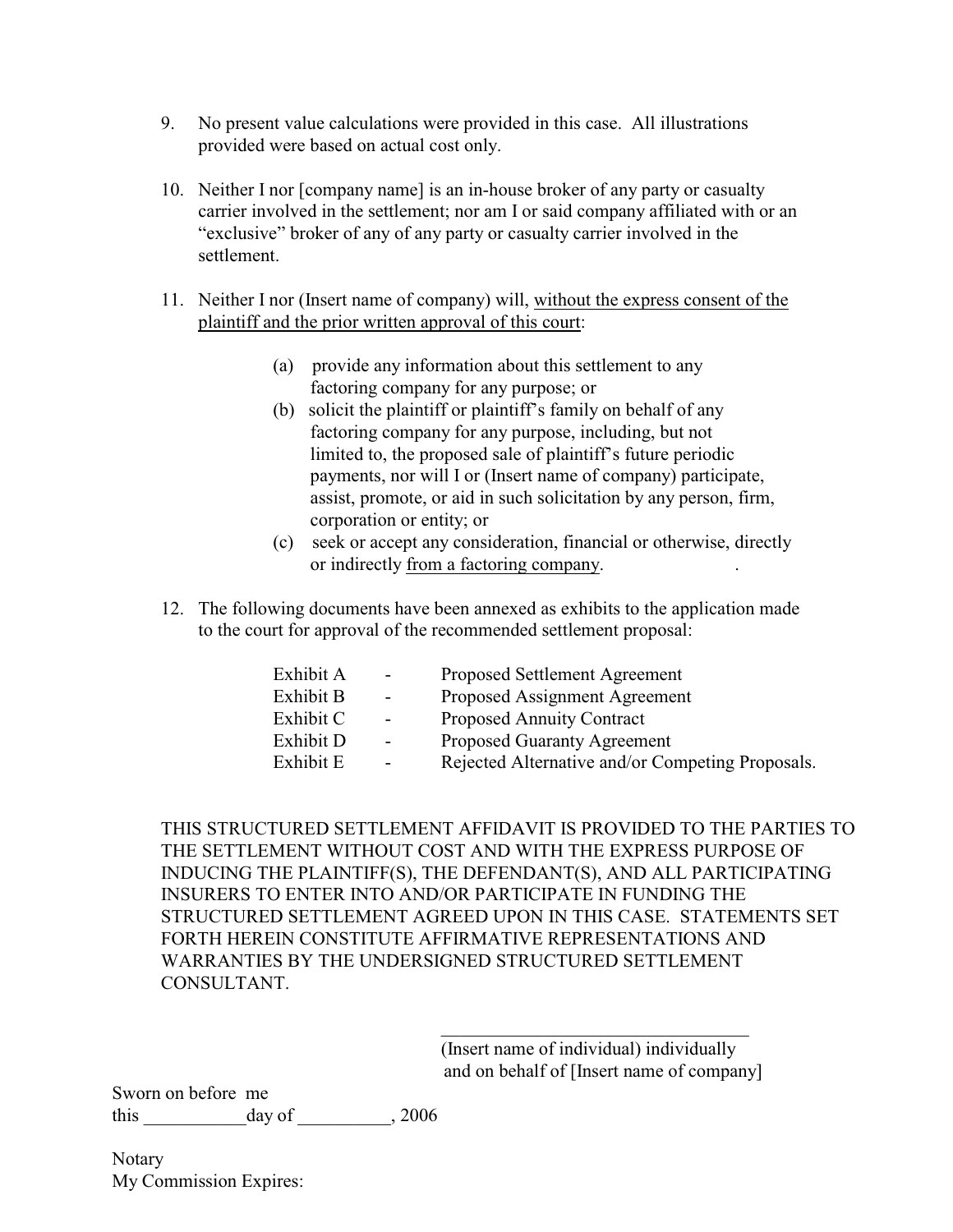9. No present value calculations were provided in this case. All illustrations provided were based on actual cost only.

10. Neither I nor [company name] is an in-house broker of any party or casualty carrier involved in the settlement; nor am I or said company affiliated with or an "exclusive" broker of any of any party or casualty carrier involved in the settlement.

11. Neither I nor (Insert name of company) will, <u>without the express consent of the plaintiff and the prior written approval of this court</u>:

    (a) provide any information about this settlement to any factoring company for any purpose; or
    (b) solicit the plaintiff or plaintiff's family on behalf of any factoring company for any purpose, including, but not limited to, the proposed sale of plaintiff's future periodic payments, nor will I or (Insert name of company) participate, assist, promote, or aid in such solicitation by any person, firm, corporation or entity; or
    (c) seek or accept any consideration, financial or otherwise, directly or indirectly <u>from a factoring company</u>.

12. The following documents have been annexed as exhibits to the application made to the court for approval of the recommended settlement proposal:

| | | |
|---|---|---|
| Exhibit A | - | Proposed Settlement Agreement |
| Exhibit B | - | Proposed Assignment Agreement |
| Exhibit C | - | Proposed Annuity Contract |
| Exhibit D | - | Proposed Guaranty Agreement |
| Exhibit E | - | Rejected Alternative and/or Competing Proposals. |

THIS STRUCTURED SETTLEMENT AFFIDAVIT IS PROVIDED TO THE PARTIES TO THE SETTLEMENT WITHOUT COST AND WITH THE EXPRESS PURPOSE OF INDUCING THE PLAINTIFF(S), THE DEFENDANT(S), AND ALL PARTICIPATING INSURERS TO ENTER INTO AND/OR PARTICIPATE IN FUNDING THE STRUCTURED SETTLEMENT AGREED UPON IN THIS CASE. STATEMENTS SET FORTH HEREIN CONSTITUTE AFFIRMATIVE REPRESENTATIONS AND WARRANTIES BY THE UNDERSIGNED STRUCTURED SETTLEMENT CONSULTANT.

__________________________________

(Insert name of individual) individually
and on behalf of [Insert name of company]

Sworn on before me
this ___________day of __________, 2006

Notary
My Commission Expires: